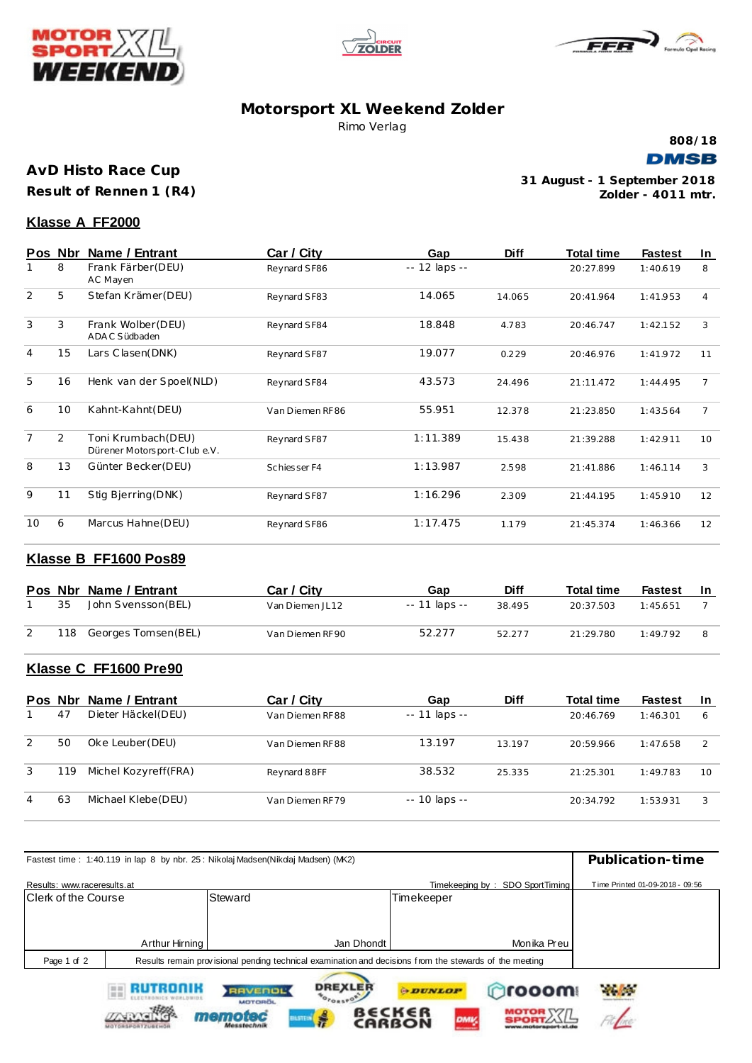# Motorsport XL Weekend Zolder

Rimo Verlag

808/18

DMSB

## AvD Histo Race Cup

**Result of Rennen 1 (R4)**

31 August - 1 September 2018
Zolder - 4011 mtr.

### Klasse A FF2000

| Pos | Nbr | Name / Entrant | Car / City | Gap | Diff | Total time | Fastest | In |
|---|---|---|---|---|---|---|---|---|
| 1 | 8 | Frank Färber(DEU) AC Mayen | Reynard SF86 | -- 12 laps -- | | 20:27.899 | 1:40.619 | 8 |
| 2 | 5 | Stefan Krämer(DEU) | Reynard SF83 | 14.065 | 14.065 | 20:41.964 | 1:41.953 | 4 |
| 3 | 3 | Frank Wolber(DEU) ADAC Südbaden | Reynard SF84 | 18.848 | 4.783 | 20:46.747 | 1:42.152 | 3 |
| 4 | 15 | Lars Clasen(DNK) | Reynard SF87 | 19.077 | 0.229 | 20:46.976 | 1:41.972 | 11 |
| 5 | 16 | Henk van der Spoel(NLD) | Reynard SF84 | 43.573 | 24.496 | 21:11.472 | 1:44.495 | 7 |
| 6 | 10 | Kahnt-Kahnt(DEU) | Van Diemen RF86 | 55.951 | 12.378 | 21:23.850 | 1:43.564 | 7 |
| 7 | 2 | Toni Krumbach(DEU) Dürener Motorsport-Club e.V. | Reynard SF87 | 1:11.389 | 15.438 | 21:39.288 | 1:42.911 | 10 |
| 8 | 13 | Günter Becker(DEU) | Schiesser F4 | 1:13.987 | 2.598 | 21:41.886 | 1:46.114 | 3 |
| 9 | 11 | Stig Bjerring(DNK) | Reynard SF87 | 1:16.296 | 2.309 | 21:44.195 | 1:45.910 | 12 |
| 10 | 6 | Marcus Hahne(DEU) | Reynard SF86 | 1:17.475 | 1.179 | 21:45.374 | 1:46.366 | 12 |

### Klasse B FF1600 Pos89

| Pos | Nbr | Name / Entrant | Car / City | Gap | Diff | Total time | Fastest | In |
|---|---|---|---|---|---|---|---|---|
| 1 | 35 | John Svensson(BEL) | Van Diemen JL12 | -- 11 laps -- | 38.495 | 20:37.503 | 1:45.651 | 7 |
| 2 | 118 | Georges Tomsen(BEL) | Van Diemen RF90 | 52.277 | 52.277 | 21:29.780 | 1:49.792 | 8 |

### Klasse C FF1600 Pre90

| Pos | Nbr | Name / Entrant | Car / City | Gap | Diff | Total time | Fastest | In |
|---|---|---|---|---|---|---|---|---|
| 1 | 47 | Dieter Häckel(DEU) | Van Diemen RF88 | -- 11 laps -- | | 20:46.769 | 1:46.301 | 6 |
| 2 | 50 | Oke Leuber(DEU) | Van Diemen RF88 | 13.197 | 13.197 | 20:59.966 | 1:47.658 | 2 |
| 3 | 119 | Michel Kozyreff(FRA) | Reynard 88FF | 38.532 | 25.335 | 21:25.301 | 1:49.783 | 10 |
| 4 | 63 | Michael Klebe(DEU) | Van Diemen RF79 | -- 10 laps -- | | 20:34.792 | 1:53.931 | 3 |

Fastest time : 1:40.119 in lap 8 by nbr. 25 : Nikolaj Madsen(Nikolaj Madsen) (MK2)

**Publication-time**

Results: www.raceresults.at

Timekeeping by : SDO SportTiming

Time Printed 01-09-2018 - 09:56

| Clerk of the Course | Steward | Timekeeper |
|---|---|---|
| Arthur Hirning | Jan Dhondt | Monika Preu |

Results remain provisional pending technical examination and decisions from the stewards of the meeting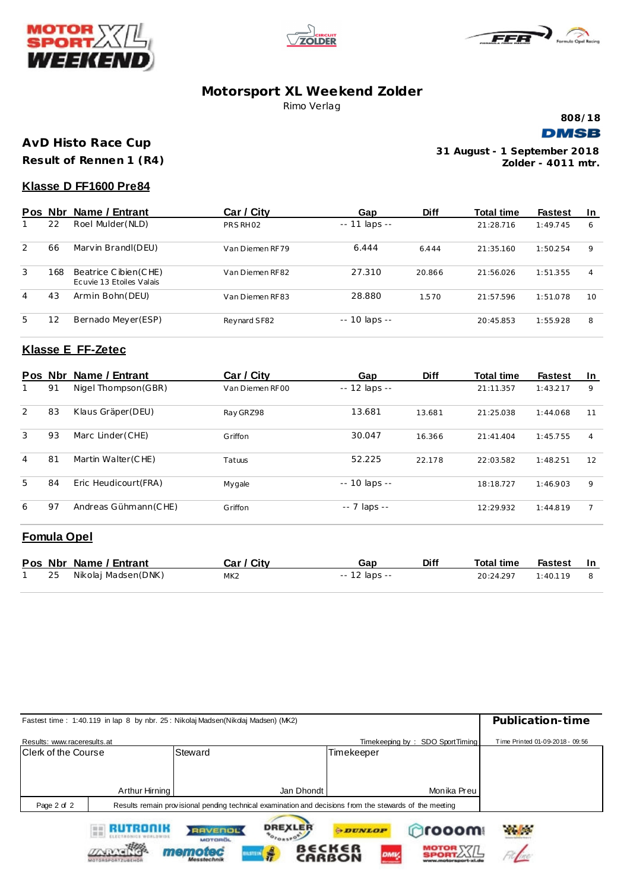# Motorsport XL Weekend Zolder

Rimo Verlag

808/18

DMSB

## AvD Histo Race Cup

**Result of Rennen 1 (R4)**

**31 August - 1 September 2018**
**Zolder - 4011 mtr.**

### Klasse D FF1600 Pre84

| Pos | Nbr | Name / Entrant | Car / City | Gap | Diff | Total time | Fastest | In |
|---|---|---|---|---|---|---|---|---|
| 1 | 22 | Roel Mulder(NLD) | PRS RH02 | -- 11 laps -- | | 21:28.716 | 1:49.745 | 6 |
| 2 | 66 | Marvin Brandl(DEU) | Van Diemen RF79 | 6.444 | 6.444 | 21:35.160 | 1:50.254 | 9 |
| 3 | 168 | Beatrice Cibien(CHE) Ecuvie 13 Etoiles Valais | Van Diemen RF82 | 27.310 | 20.866 | 21:56.026 | 1:51.355 | 4 |
| 4 | 43 | Armin Bohn(DEU) | Van Diemen RF83 | 28.880 | 1.570 | 21:57.596 | 1:51.078 | 10 |
| 5 | 12 | Bernado Meyer(ESP) | Reynard SF82 | -- 10 laps -- | | 20:45.853 | 1:55.928 | 8 |

### Klasse E FF-Zetec

| Pos | Nbr | Name / Entrant | Car / City | Gap | Diff | Total time | Fastest | In |
|---|---|---|---|---|---|---|---|---|
| 1 | 91 | Nigel Thompson(GBR) | Van Diemen RF00 | -- 12 laps -- | | 21:11.357 | 1:43.217 | 9 |
| 2 | 83 | Klaus Gräper(DEU) | Ray GRZ98 | 13.681 | 13.681 | 21:25.038 | 1:44.068 | 11 |
| 3 | 93 | Marc Linder(CHE) | Griffon | 30.047 | 16.366 | 21:41.404 | 1:45.755 | 4 |
| 4 | 81 | Martin Walter(CHE) | Tatuus | 52.225 | 22.178 | 22:03.582 | 1:48.251 | 12 |
| 5 | 84 | Eric Heudicourt(FRA) | Mygale | -- 10 laps -- | | 18:18.727 | 1:46.903 | 9 |
| 6 | 97 | Andreas Gühmann(CHE) | Griffon | -- 7 laps -- | | 12:29.932 | 1:44.819 | 7 |

### Fomula Opel

| Pos | Nbr | Name / Entrant | Car / City | Gap | Diff | Total time | Fastest | In |
|---|---|---|---|---|---|---|---|---|
| 1 | 25 | Nikolaj Madsen(DNK) | MK2 | -- 12 laps -- | | 20:24.297 | 1:40.119 | 8 |

Fastest time : 1:40.119 in lap 8 by nbr. 25 : Nikolaj Madsen(Nikolaj Madsen) (MK2)

**Publication-time**

Results: www.raceresults.at

Timekeeping by : SDO SportTiming

Time Printed 01-09-2018 - 09:56

| Clerk of the Course | Steward | Timekeeper |
|---|---|---|
| Arthur Hirning | Jan Dhondt | Monika Preu |

Results remain provisional pending technical examination and decisions from the stewards of the meeting